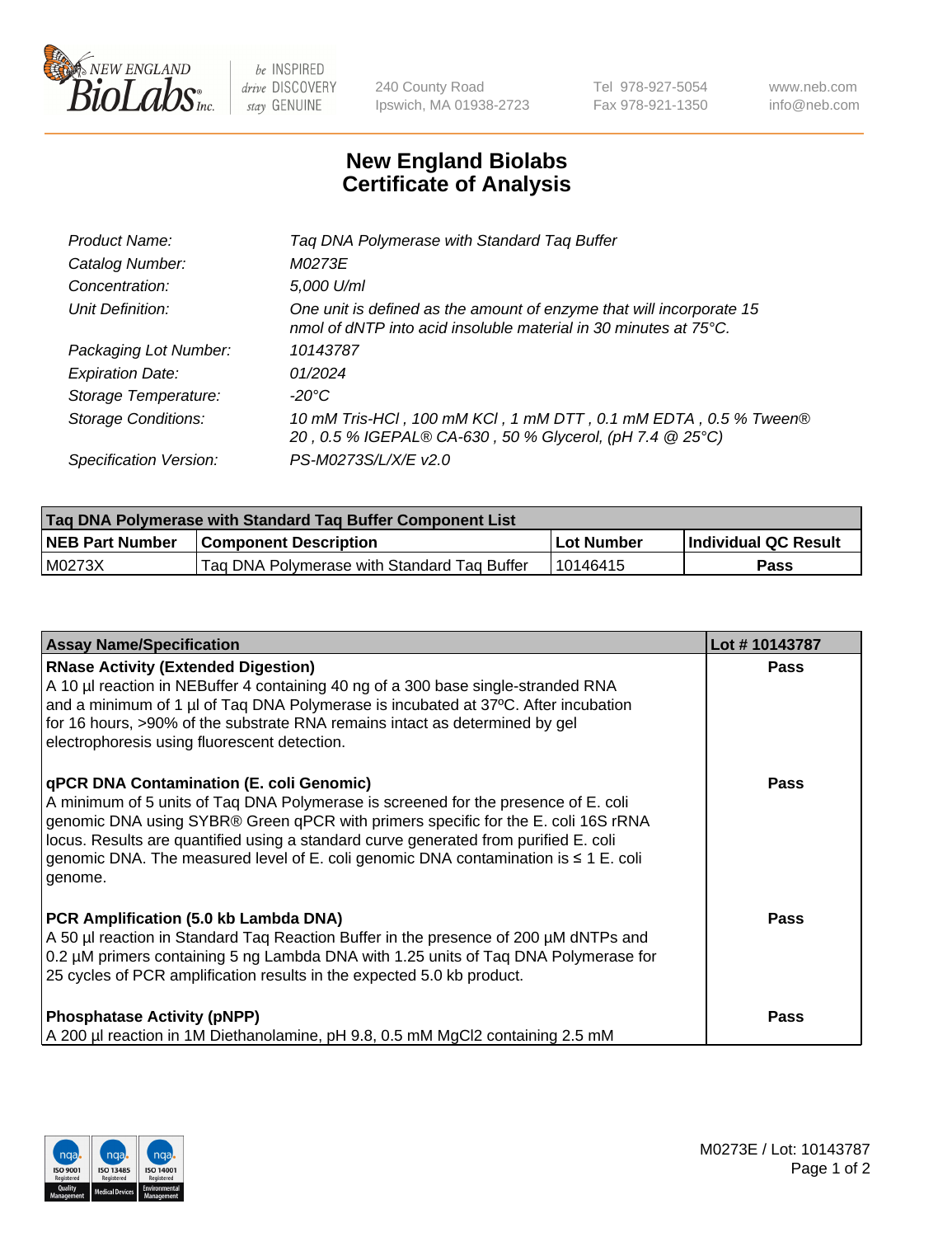# New England Biolabs Certificate of Analysis

| | |
|---|---|
| *Product Name:* | *Taq DNA Polymerase with Standard Taq Buffer* |
| *Catalog Number:* | *M0273E* |
| *Concentration:* | *5,000 U/ml* |
| *Unit Definition:* | *One unit is defined as the amount of enzyme that will incorporate 15 nmol of dNTP into acid insoluble material in 30 minutes at 75°C.* |
| *Packaging Lot Number:* | *10143787* |
| *Expiration Date:* | *01/2024* |
| *Storage Temperature:* | *-20°C* |
| *Storage Conditions:* | *10 mM Tris-HCl , 100 mM KCl , 1 mM DTT , 0.1 mM EDTA , 0.5 % Tween® 20 , 0.5 % IGEPAL® CA-630 , 50 % Glycerol, (pH 7.4 @ 25°C)* |
| *Specification Version:* | *PS-M0273S/L/X/E v2.0* |

| Taq DNA Polymerase with Standard Taq Buffer Component List | | | |
|---|---|---|---|
| **NEB Part Number** | **Component Description** | **Lot Number** | **Individual QC Result** |
| M0273X | Taq DNA Polymerase with Standard Taq Buffer | 10146415 | **Pass** |

| Assay Name/Specification | Lot # 10143787 |
|---|---|
| **RNase Activity (Extended Digestion)** A 10 µl reaction in NEBuffer 4 containing 40 ng of a 300 base single-stranded RNA and a minimum of 1 µl of Taq DNA Polymerase is incubated at 37ºC. After incubation for 16 hours, >90% of the substrate RNA remains intact as determined by gel electrophoresis using fluorescent detection. | **Pass** |
| **qPCR DNA Contamination (E. coli Genomic)** A minimum of 5 units of Taq DNA Polymerase is screened for the presence of E. coli genomic DNA using SYBR® Green qPCR with primers specific for the E. coli 16S rRNA locus. Results are quantified using a standard curve generated from purified E. coli genomic DNA. The measured level of E. coli genomic DNA contamination is ≤ 1 E. coli genome. | **Pass** |
| **PCR Amplification (5.0 kb Lambda DNA)** A 50 µl reaction in Standard Taq Reaction Buffer in the presence of 200 µM dNTPs and 0.2 µM primers containing 5 ng Lambda DNA with 1.25 units of Taq DNA Polymerase for 25 cycles of PCR amplification results in the expected 5.0 kb product. | **Pass** |
| **Phosphatase Activity (pNPP)** A 200 µl reaction in 1M Diethanolamine, pH 9.8, 0.5 mM $MgCl_2$ containing 2.5 mM | **Pass** |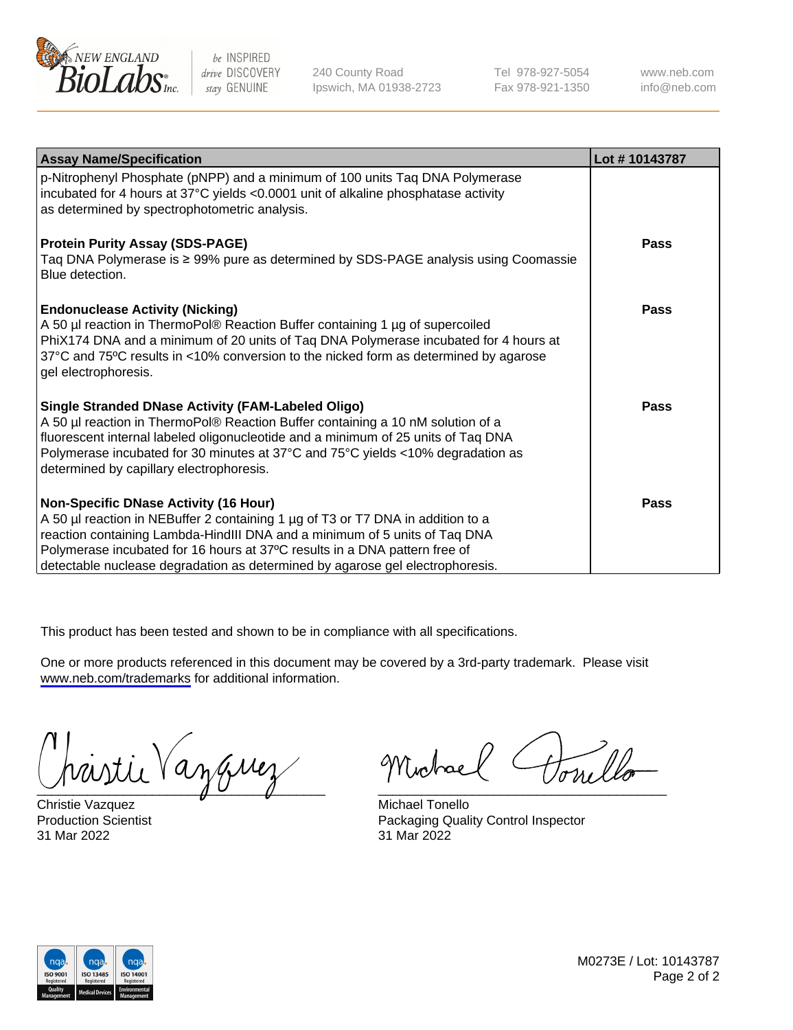240 County Road
Ipswich, MA 01938-2723

Tel 978-927-5054
Fax 978-921-1350

www.neb.com
info@neb.com

| Assay Name/Specification | Lot # 10143787 |
| --- | --- |
| p-Nitrophenyl Phosphate (pNPP) and a minimum of 100 units Taq DNA Polymerase incubated for 4 hours at 37°C yields <0.0001 unit of alkaline phosphatase activity as determined by spectrophotometric analysis. | |
| **Protein Purity Assay (SDS-PAGE)**<br>Taq DNA Polymerase is ≥ 99% pure as determined by SDS-PAGE analysis using Coomassie Blue detection. | Pass |
| **Endonuclease Activity (Nicking)**<br>A 50 µl reaction in ThermoPol® Reaction Buffer containing 1 µg of supercoiled PhiX174 DNA and a minimum of 20 units of Taq DNA Polymerase incubated for 4 hours at 37°C and 75ºC results in <10% conversion to the nicked form as determined by agarose gel electrophoresis. | Pass |
| **Single Stranded DNase Activity (FAM-Labeled Oligo)**<br>A 50 µl reaction in ThermoPol® Reaction Buffer containing a 10 nM solution of a fluorescent internal labeled oligonucleotide and a minimum of 25 units of Taq DNA Polymerase incubated for 30 minutes at 37°C and 75°C yields <10% degradation as determined by capillary electrophoresis. | Pass |
| **Non-Specific DNase Activity (16 Hour)**<br>A 50 µl reaction in NEBuffer 2 containing 1 µg of T3 or T7 DNA in addition to a reaction containing Lambda-HindIII DNA and a minimum of 5 units of Taq DNA Polymerase incubated for 16 hours at 37ºC results in a DNA pattern free of detectable nuclease degradation as determined by agarose gel electrophoresis. | Pass |

This product has been tested and shown to be in compliance with all specifications.

One or more products referenced in this document may be covered by a 3rd-party trademark. Please visit www.neb.com/trademarks for additional information.

Christie Vazquez
Production Scientist
31 Mar 2022

Michael Tonello
Packaging Quality Control Inspector
31 Mar 2022

M0273E / Lot: 10143787